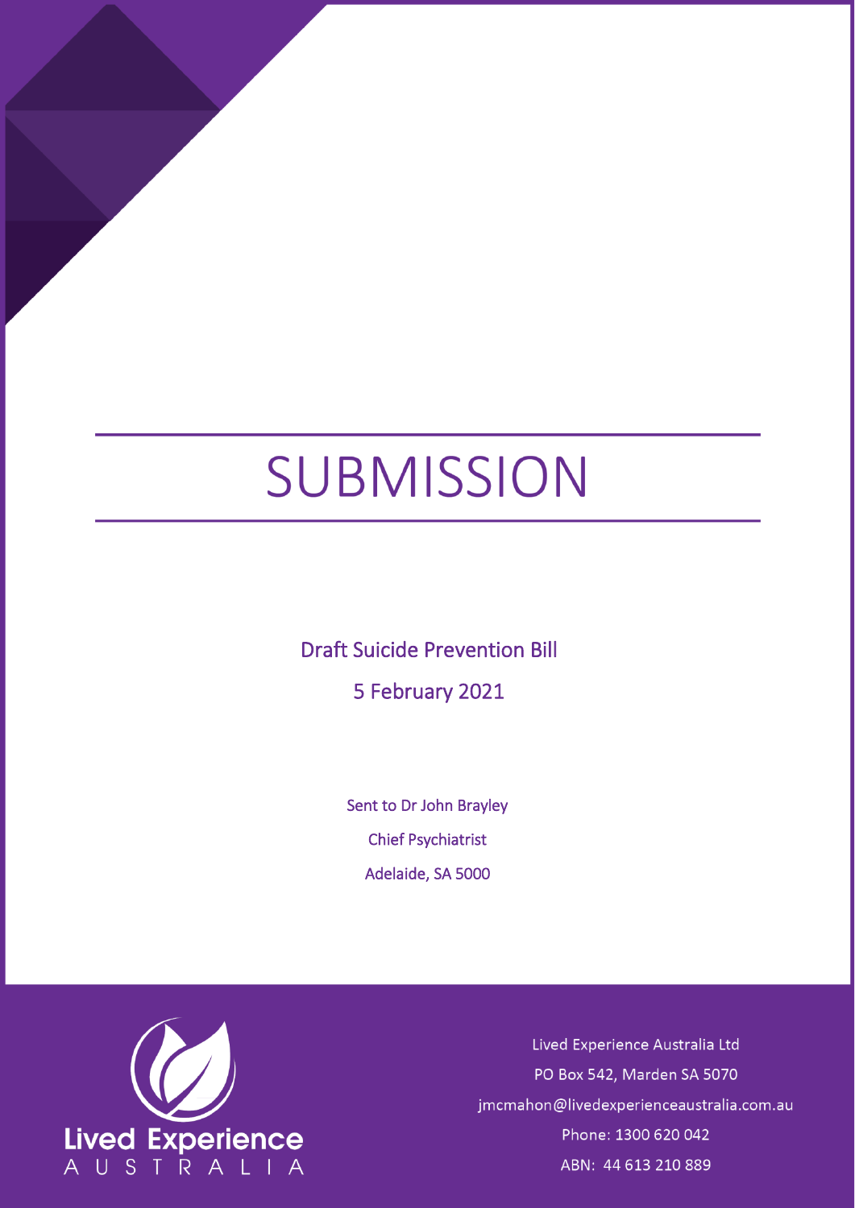# SUBMISSION

Draft Suicide Prevention Bill

5 February 2021

Sent to Dr John Brayley

Chief Psychiatrist

Adelaide, SA 5000

Lived Experience Australia

Lived Experience Australia Ltd

PO Box 542, Marden SA 5070

jmcmahon@livedexperienceaustralia.com.au

Phone: 1300 620 042

ABN: 44 613 210 889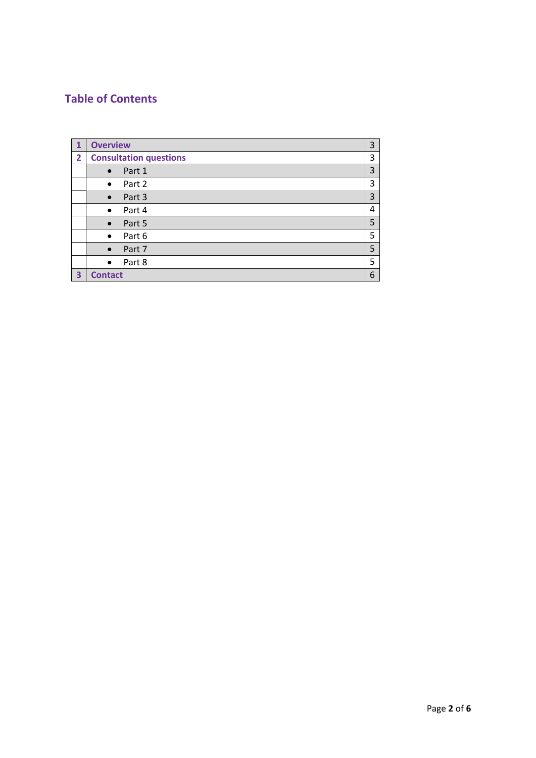## Table of Contents

| | | |
|---|---|---|
| **1** | **Overview** | 3 |
| **2** | **Consultation questions** | 3 |
| | • Part 1 | 3 |
| | • Part 2 | 3 |
| | • Part 3 | 3 |
| | • Part 4 | 4 |
| | • Part 5 | 5 |
| | • Part 6 | 5 |
| | • Part 7 | 5 |
| | • Part 8 | 5 |
| **3** | **Contact** | 6 |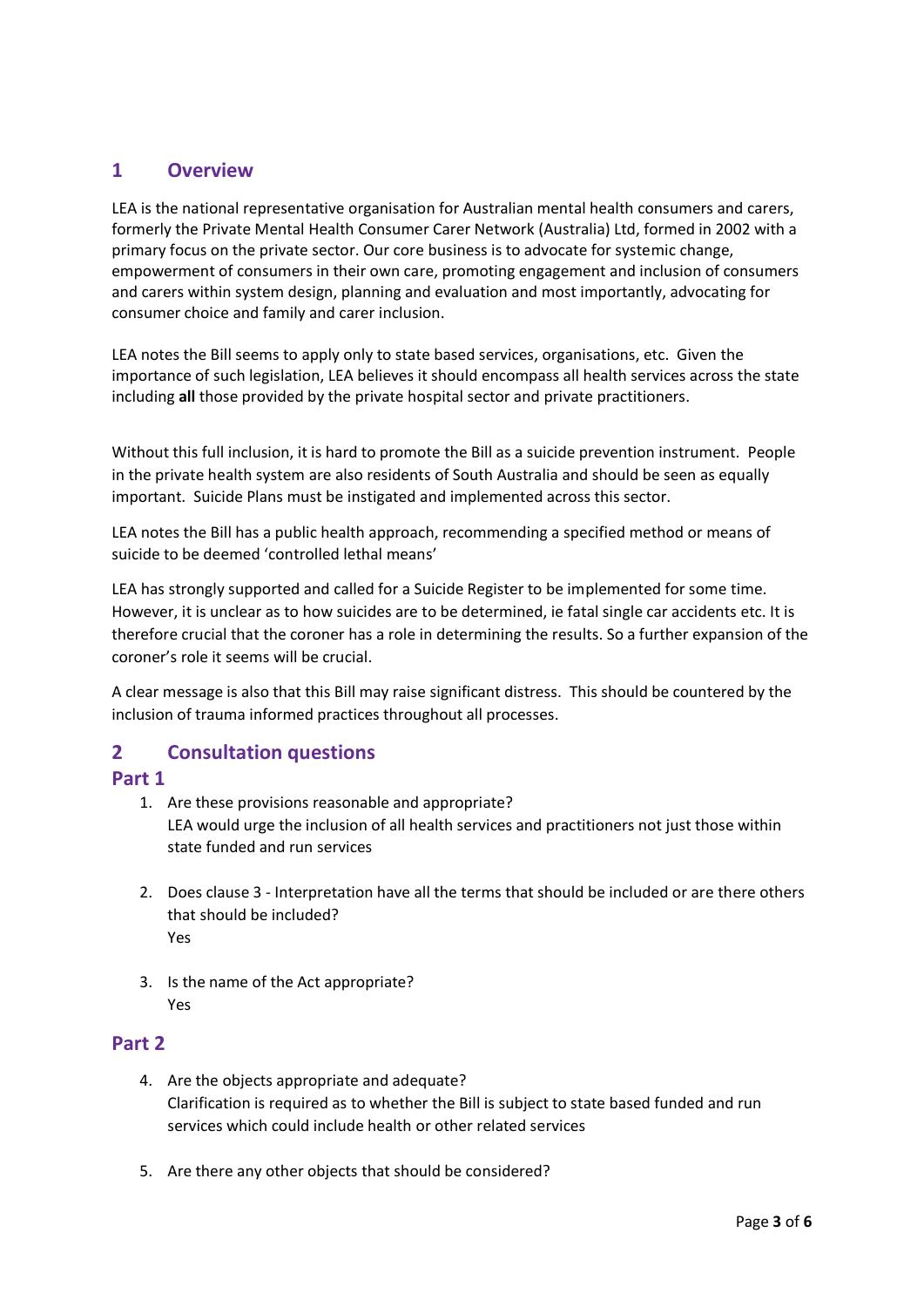## 1 Overview

LEA is the national representative organisation for Australian mental health consumers and carers, formerly the Private Mental Health Consumer Carer Network (Australia) Ltd, formed in 2002 with a primary focus on the private sector. Our core business is to advocate for systemic change, empowerment of consumers in their own care, promoting engagement and inclusion of consumers and carers within system design, planning and evaluation and most importantly, advocating for consumer choice and family and carer inclusion.

LEA notes the Bill seems to apply only to state based services, organisations, etc. Given the importance of such legislation, LEA believes it should encompass all health services across the state including **all** those provided by the private hospital sector and private practitioners.

Without this full inclusion, it is hard to promote the Bill as a suicide prevention instrument. People in the private health system are also residents of South Australia and should be seen as equally important. Suicide Plans must be instigated and implemented across this sector.

LEA notes the Bill has a public health approach, recommending a specified method or means of suicide to be deemed 'controlled lethal means'

LEA has strongly supported and called for a Suicide Register to be implemented for some time. However, it is unclear as to how suicides are to be determined, ie fatal single car accidents etc. It is therefore crucial that the coroner has a role in determining the results. So a further expansion of the coroner's role it seems will be crucial.

A clear message is also that this Bill may raise significant distress. This should be countered by the inclusion of trauma informed practices throughout all processes.

## 2 Consultation questions

### Part 1

1. Are these provisions reasonable and appropriate?
   LEA would urge the inclusion of all health services and practitioners not just those within state funded and run services

2. Does clause 3 - Interpretation have all the terms that should be included or are there others that should be included?
   Yes

3. Is the name of the Act appropriate?
   Yes

### Part 2

4. Are the objects appropriate and adequate?
   Clarification is required as to whether the Bill is subject to state based funded and run services which could include health or other related services

5. Are there any other objects that should be considered?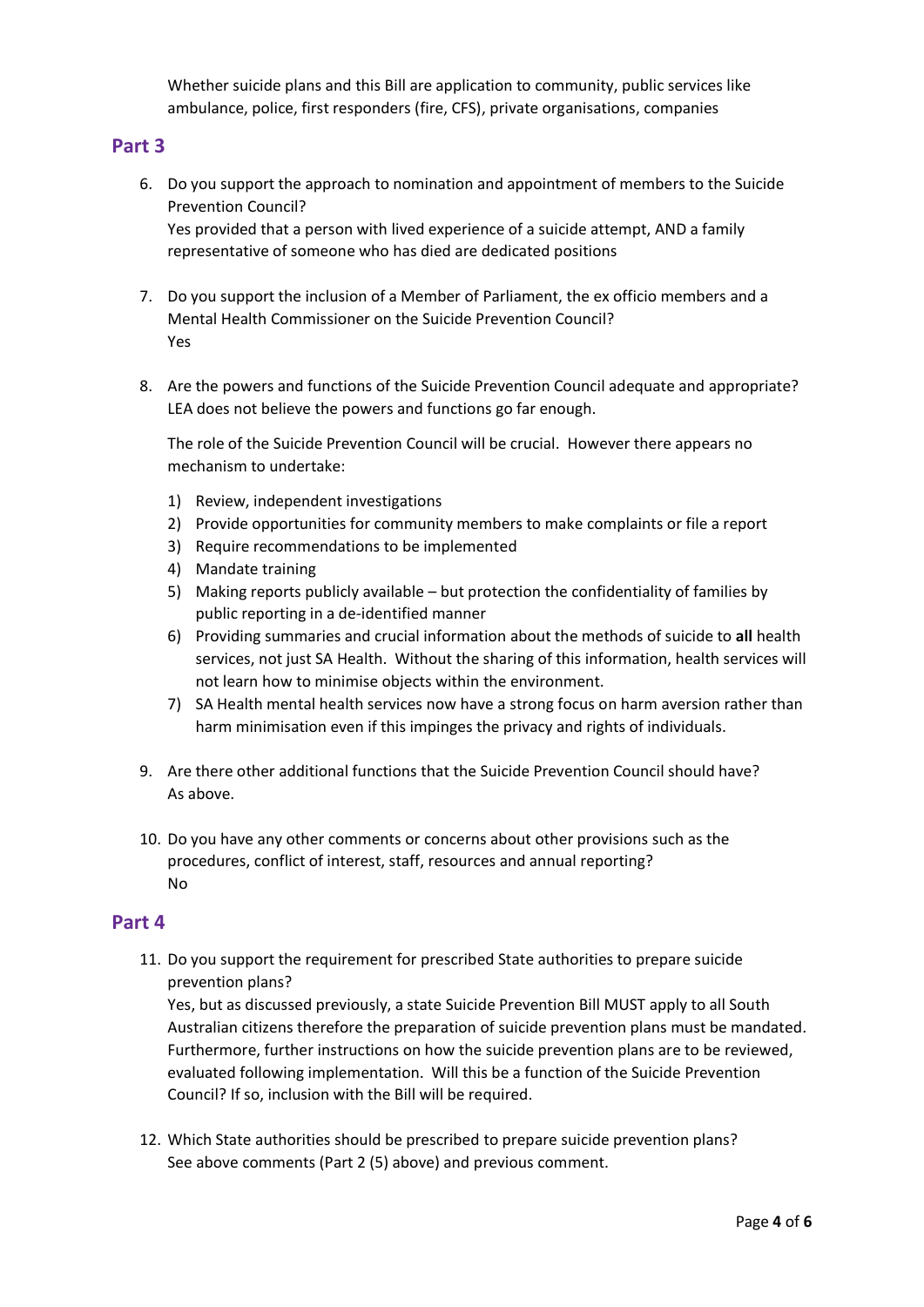Whether suicide plans and this Bill are application to community, public services like ambulance, police, first responders (fire, CFS), private organisations, companies

## Part 3

6. Do you support the approach to nomination and appointment of members to the Suicide Prevention Council?
   Yes provided that a person with lived experience of a suicide attempt, AND a family representative of someone who has died are dedicated positions

7. Do you support the inclusion of a Member of Parliament, the ex officio members and a Mental Health Commissioner on the Suicide Prevention Council?
   Yes

8. Are the powers and functions of the Suicide Prevention Council adequate and appropriate?
   LEA does not believe the powers and functions go far enough.

   The role of the Suicide Prevention Council will be crucial. However there appears no mechanism to undertake:

   1) Review, independent investigations
   2) Provide opportunities for community members to make complaints or file a report
   3) Require recommendations to be implemented
   4) Mandate training
   5) Making reports publicly available – but protection the confidentiality of families by public reporting in a de-identified manner
   6) Providing summaries and crucial information about the methods of suicide to **all** health services, not just SA Health. Without the sharing of this information, health services will not learn how to minimise objects within the environment.
   7) SA Health mental health services now have a strong focus on harm aversion rather than harm minimisation even if this impinges the privacy and rights of individuals.

9. Are there other additional functions that the Suicide Prevention Council should have?
   As above.

10. Do you have any other comments or concerns about other provisions such as the procedures, conflict of interest, staff, resources and annual reporting?
    No

## Part 4

11. Do you support the requirement for prescribed State authorities to prepare suicide prevention plans?
    Yes, but as discussed previously, a state Suicide Prevention Bill MUST apply to all South Australian citizens therefore the preparation of suicide prevention plans must be mandated. Furthermore, further instructions on how the suicide prevention plans are to be reviewed, evaluated following implementation. Will this be a function of the Suicide Prevention Council? If so, inclusion with the Bill will be required.

12. Which State authorities should be prescribed to prepare suicide prevention plans?
    See above comments (Part 2 (5) above) and previous comment.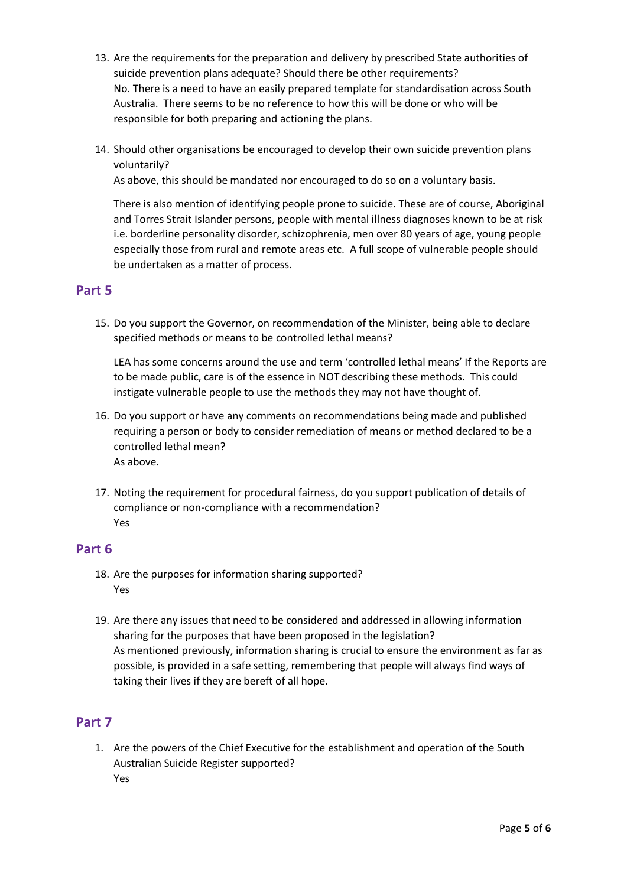13. Are the requirements for the preparation and delivery by prescribed State authorities of suicide prevention plans adequate? Should there be other requirements?
    No. There is a need to have an easily prepared template for standardisation across South Australia. There seems to be no reference to how this will be done or who will be responsible for both preparing and actioning the plans.

14. Should other organisations be encouraged to develop their own suicide prevention plans voluntarily?
    As above, this should be mandated nor encouraged to do so on a voluntary basis.

    There is also mention of identifying people prone to suicide. These are of course, Aboriginal and Torres Strait Islander persons, people with mental illness diagnoses known to be at risk i.e. borderline personality disorder, schizophrenia, men over 80 years of age, young people especially those from rural and remote areas etc. A full scope of vulnerable people should be undertaken as a matter of process.

## Part 5

15. Do you support the Governor, on recommendation of the Minister, being able to declare specified methods or means to be controlled lethal means?

    LEA has some concerns around the use and term 'controlled lethal means' If the Reports are to be made public, care is of the essence in NOT describing these methods. This could instigate vulnerable people to use the methods they may not have thought of.

16. Do you support or have any comments on recommendations being made and published requiring a person or body to consider remediation of means or method declared to be a controlled lethal mean?
    As above.

17. Noting the requirement for procedural fairness, do you support publication of details of compliance or non-compliance with a recommendation?
    Yes

## Part 6

18. Are the purposes for information sharing supported?
    Yes

19. Are there any issues that need to be considered and addressed in allowing information sharing for the purposes that have been proposed in the legislation?
    As mentioned previously, information sharing is crucial to ensure the environment as far as possible, is provided in a safe setting, remembering that people will always find ways of taking their lives if they are bereft of all hope.

## Part 7

1. Are the powers of the Chief Executive for the establishment and operation of the South Australian Suicide Register supported?
   Yes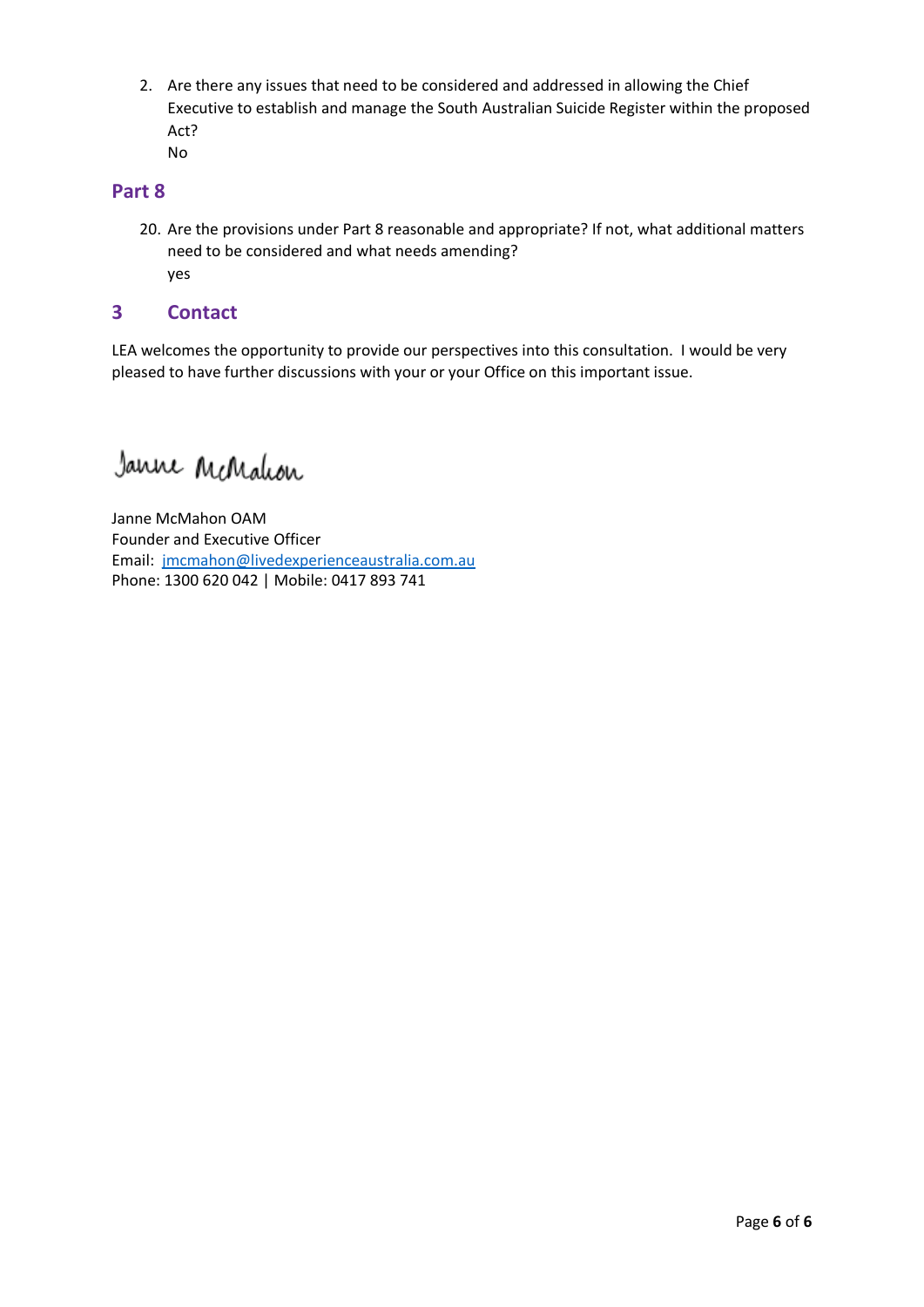2. Are there any issues that need to be considered and addressed in allowing the Chief Executive to establish and manage the South Australian Suicide Register within the proposed Act?
   No

## Part 8

20. Are the provisions under Part 8 reasonable and appropriate? If not, what additional matters need to be considered and what needs amending?
    yes

# 3 Contact

LEA welcomes the opportunity to provide our perspectives into this consultation. I would be very pleased to have further discussions with your or your Office on this important issue.

Janne McMahon

Janne McMahon OAM
Founder and Executive Officer
Email: jmcmahon@livedexperienceaustralia.com.au
Phone: 1300 620 042 | Mobile: 0417 893 741